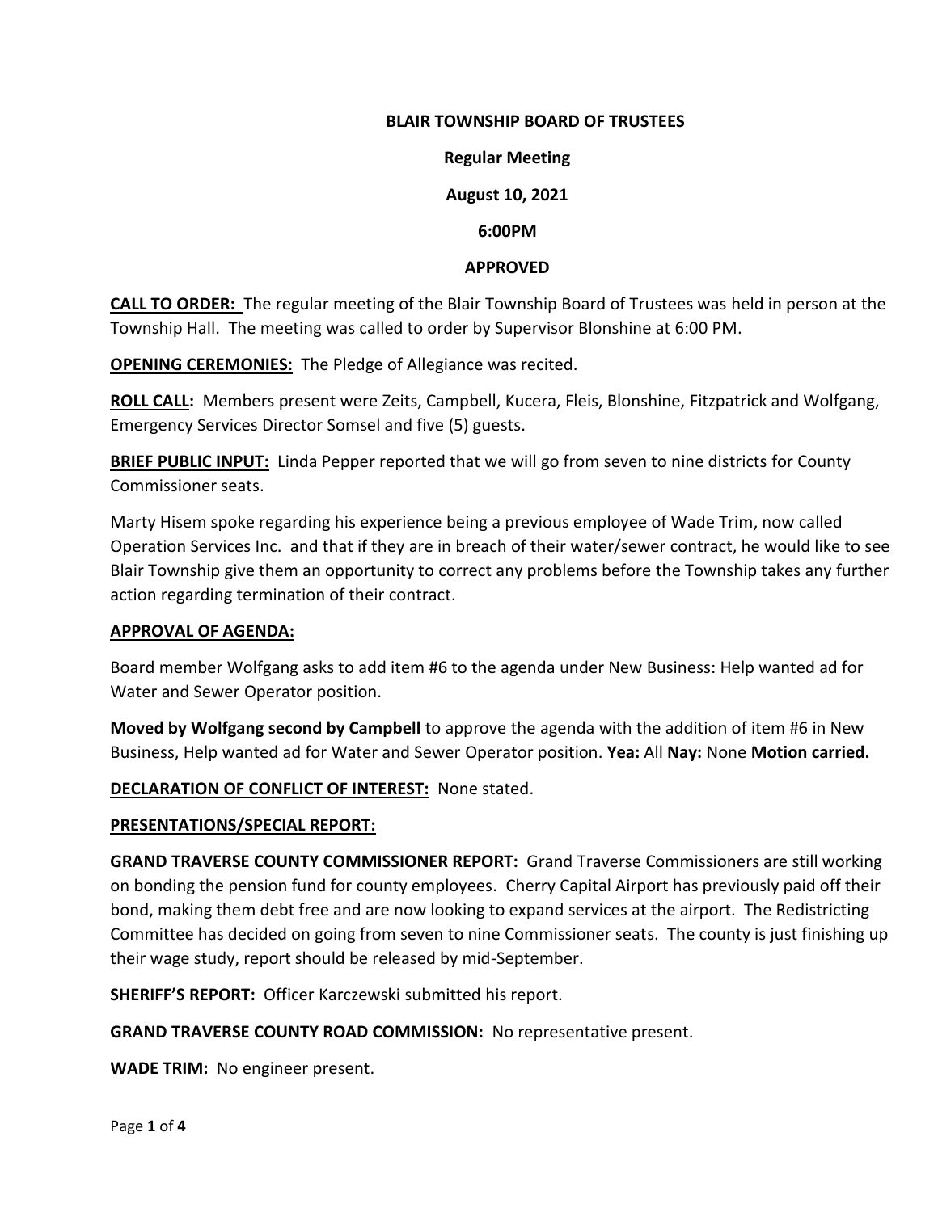**BLAIR TOWNSHIP BOARD OF TRUSTEES**

**Regular Meeting**

**August 10, 2021**

**6:00PM**

**APPROVED**

**CALL TO ORDER:** The regular meeting of the Blair Township Board of Trustees was held in person at the Township Hall. The meeting was called to order by Supervisor Blonshine at 6:00 PM.

**OPENING CEREMONIES:** The Pledge of Allegiance was recited.

**ROLL CALL:** Members present were Zeits, Campbell, Kucera, Fleis, Blonshine, Fitzpatrick and Wolfgang, Emergency Services Director Somsel and five (5) guests.

**BRIEF PUBLIC INPUT:** Linda Pepper reported that we will go from seven to nine districts for County Commissioner seats.

Marty Hisem spoke regarding his experience being a previous employee of Wade Trim, now called Operation Services Inc. and that if they are in breach of their water/sewer contract, he would like to see Blair Township give them an opportunity to correct any problems before the Township takes any further action regarding termination of their contract.

**APPROVAL OF AGENDA:**

Board member Wolfgang asks to add item #6 to the agenda under New Business: Help wanted ad for Water and Sewer Operator position.

**Moved by Wolfgang second by Campbell** to approve the agenda with the addition of item #6 in New Business, Help wanted ad for Water and Sewer Operator position. **Yea:** All **Nay:** None **Motion carried.**

**DECLARATION OF CONFLICT OF INTEREST:** None stated.

**PRESENTATIONS/SPECIAL REPORT:**

**GRAND TRAVERSE COUNTY COMMISSIONER REPORT:** Grand Traverse Commissioners are still working on bonding the pension fund for county employees. Cherry Capital Airport has previously paid off their bond, making them debt free and are now looking to expand services at the airport. The Redistricting Committee has decided on going from seven to nine Commissioner seats. The county is just finishing up their wage study, report should be released by mid-September.

**SHERIFF'S REPORT:** Officer Karczewski submitted his report.

**GRAND TRAVERSE COUNTY ROAD COMMISSION:** No representative present.

**WADE TRIM:** No engineer present.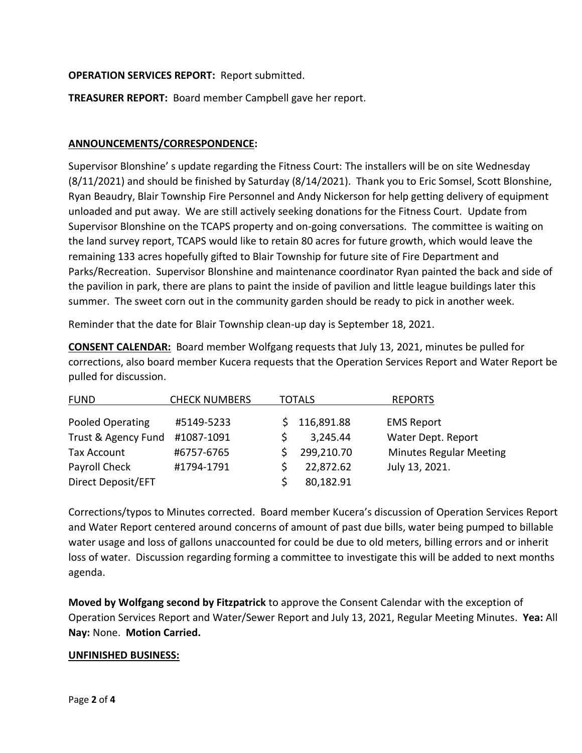**OPERATION SERVICES REPORT:** Report submitted.

**TREASURER REPORT:** Board member Campbell gave her report.

**ANNOUNCEMENTS/CORRESPONDENCE:**

Supervisor Blonshine' s update regarding the Fitness Court: The installers will be on site Wednesday (8/11/2021) and should be finished by Saturday (8/14/2021). Thank you to Eric Somsel, Scott Blonshine, Ryan Beaudry, Blair Township Fire Personnel and Andy Nickerson for help getting delivery of equipment unloaded and put away. We are still actively seeking donations for the Fitness Court. Update from Supervisor Blonshine on the TCAPS property and on-going conversations. The committee is waiting on the land survey report, TCAPS would like to retain 80 acres for future growth, which would leave the remaining 133 acres hopefully gifted to Blair Township for future site of Fire Department and Parks/Recreation. Supervisor Blonshine and maintenance coordinator Ryan painted the back and side of the pavilion in park, there are plans to paint the inside of pavilion and little league buildings later this summer. The sweet corn out in the community garden should be ready to pick in another week.

Reminder that the date for Blair Township clean-up day is September 18, 2021.

**CONSENT CALENDAR:** Board member Wolfgang requests that July 13, 2021, minutes be pulled for corrections, also board member Kucera requests that the Operation Services Report and Water Report be pulled for discussion.

| FUND | CHECK NUMBERS | TOTALS | REPORTS |
|---|---|---|---|
| Pooled Operating | #5149-5233 | $ 116,891.88 | EMS Report |
| Trust & Agency Fund | #1087-1091 | $ 3,245.44 | Water Dept. Report |
| Tax Account | #6757-6765 | $ 299,210.70 | Minutes Regular Meeting |
| Payroll Check | #1794-1791 | $ 22,872.62 | July 13, 2021. |
| Direct Deposit/EFT | | $ 80,182.91 | |

Corrections/typos to Minutes corrected. Board member Kucera's discussion of Operation Services Report and Water Report centered around concerns of amount of past due bills, water being pumped to billable water usage and loss of gallons unaccounted for could be due to old meters, billing errors and or inherit loss of water. Discussion regarding forming a committee to investigate this will be added to next months agenda.

**Moved by Wolfgang second by Fitzpatrick** to approve the Consent Calendar with the exception of Operation Services Report and Water/Sewer Report and July 13, 2021, Regular Meeting Minutes. **Yea:** All **Nay:** None. **Motion Carried.**

**UNFINISHED BUSINESS:**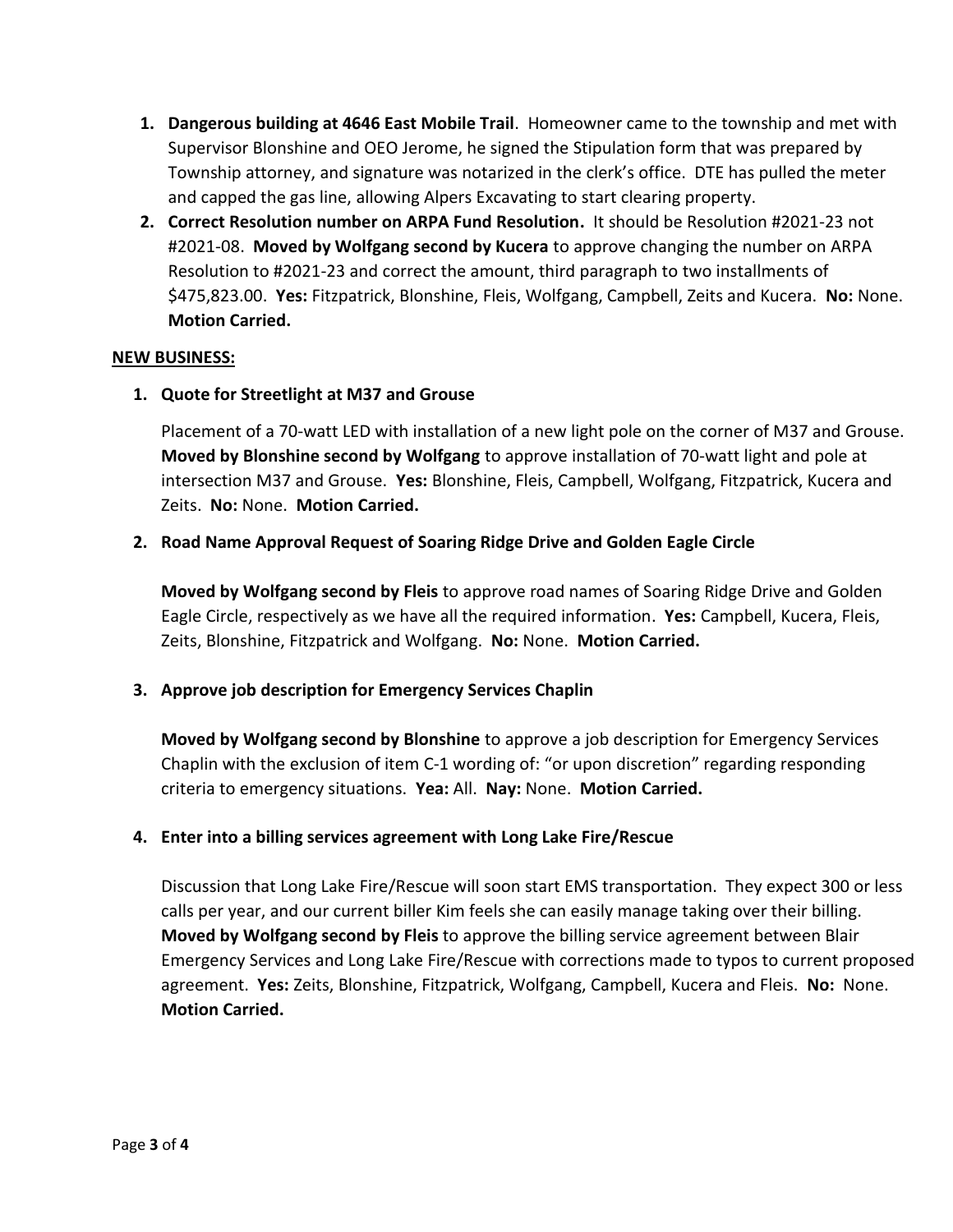1. **Dangerous building at 4646 East Mobile Trail**. Homeowner came to the township and met with Supervisor Blonshine and OEO Jerome, he signed the Stipulation form that was prepared by Township attorney, and signature was notarized in the clerk's office. DTE has pulled the meter and capped the gas line, allowing Alpers Excavating to start clearing property.
2. **Correct Resolution number on ARPA Fund Resolution.** It should be Resolution #2021-23 not #2021-08. **Moved by Wolfgang second by Kucera** to approve changing the number on ARPA Resolution to #2021-23 and correct the amount, third paragraph to two installments of $475,823.00. **Yes:** Fitzpatrick, Blonshine, Fleis, Wolfgang, Campbell, Zeits and Kucera. **No:** None. **Motion Carried.**

**NEW BUSINESS:**

1. **Quote for Streetlight at M37 and Grouse**

   Placement of a 70-watt LED with installation of a new light pole on the corner of M37 and Grouse. **Moved by Blonshine second by Wolfgang** to approve installation of 70-watt light and pole at intersection M37 and Grouse. **Yes:** Blonshine, Fleis, Campbell, Wolfgang, Fitzpatrick, Kucera and Zeits. **No:** None. **Motion Carried.**

2. **Road Name Approval Request of Soaring Ridge Drive and Golden Eagle Circle**

   **Moved by Wolfgang second by Fleis** to approve road names of Soaring Ridge Drive and Golden Eagle Circle, respectively as we have all the required information. **Yes:** Campbell, Kucera, Fleis, Zeits, Blonshine, Fitzpatrick and Wolfgang. **No:** None. **Motion Carried.**

3. **Approve job description for Emergency Services Chaplin**

   **Moved by Wolfgang second by Blonshine** to approve a job description for Emergency Services Chaplin with the exclusion of item C-1 wording of: "or upon discretion" regarding responding criteria to emergency situations. **Yea:** All. **Nay:** None. **Motion Carried.**

4. **Enter into a billing services agreement with Long Lake Fire/Rescue**

   Discussion that Long Lake Fire/Rescue will soon start EMS transportation. They expect 300 or less calls per year, and our current biller Kim feels she can easily manage taking over their billing. **Moved by Wolfgang second by Fleis** to approve the billing service agreement between Blair Emergency Services and Long Lake Fire/Rescue with corrections made to typos to current proposed agreement. **Yes:** Zeits, Blonshine, Fitzpatrick, Wolfgang, Campbell, Kucera and Fleis. **No:** None. **Motion Carried.**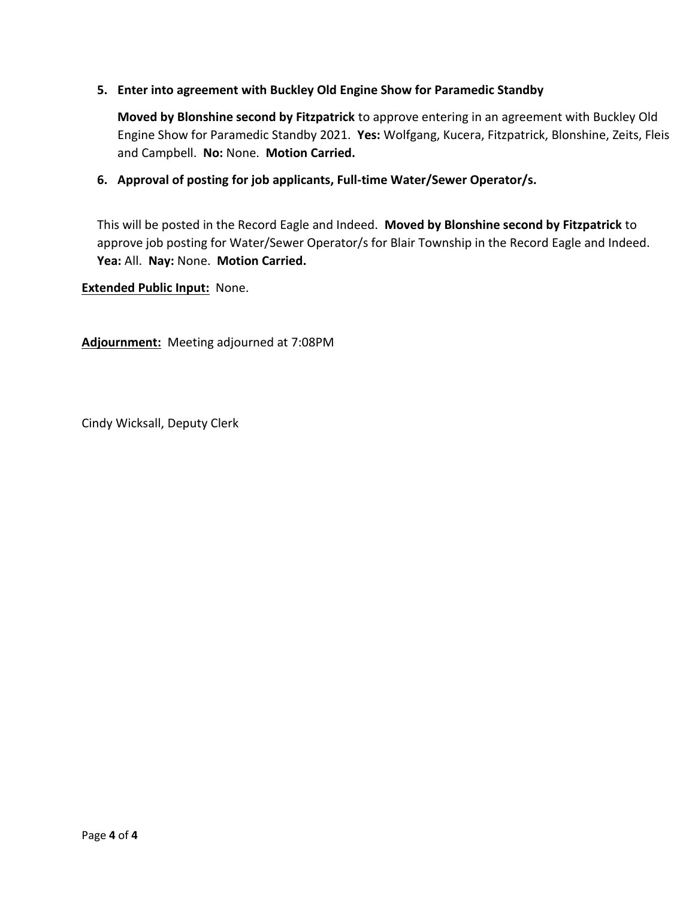5. **Enter into agreement with Buckley Old Engine Show for Paramedic Standby**

   **Moved by Blonshine second by Fitzpatrick** to approve entering in an agreement with Buckley Old Engine Show for Paramedic Standby 2021. **Yes:** Wolfgang, Kucera, Fitzpatrick, Blonshine, Zeits, Fleis and Campbell. **No:** None. **Motion Carried.**

6. **Approval of posting for job applicants, Full-time Water/Sewer Operator/s.**

   This will be posted in the Record Eagle and Indeed. **Moved by Blonshine second by Fitzpatrick** to approve job posting for Water/Sewer Operator/s for Blair Township in the Record Eagle and Indeed. **Yea:** All. **Nay:** None. **Motion Carried.**

**Extended Public Input:** None.

**Adjournment:** Meeting adjourned at 7:08PM

Cindy Wicksall, Deputy Clerk